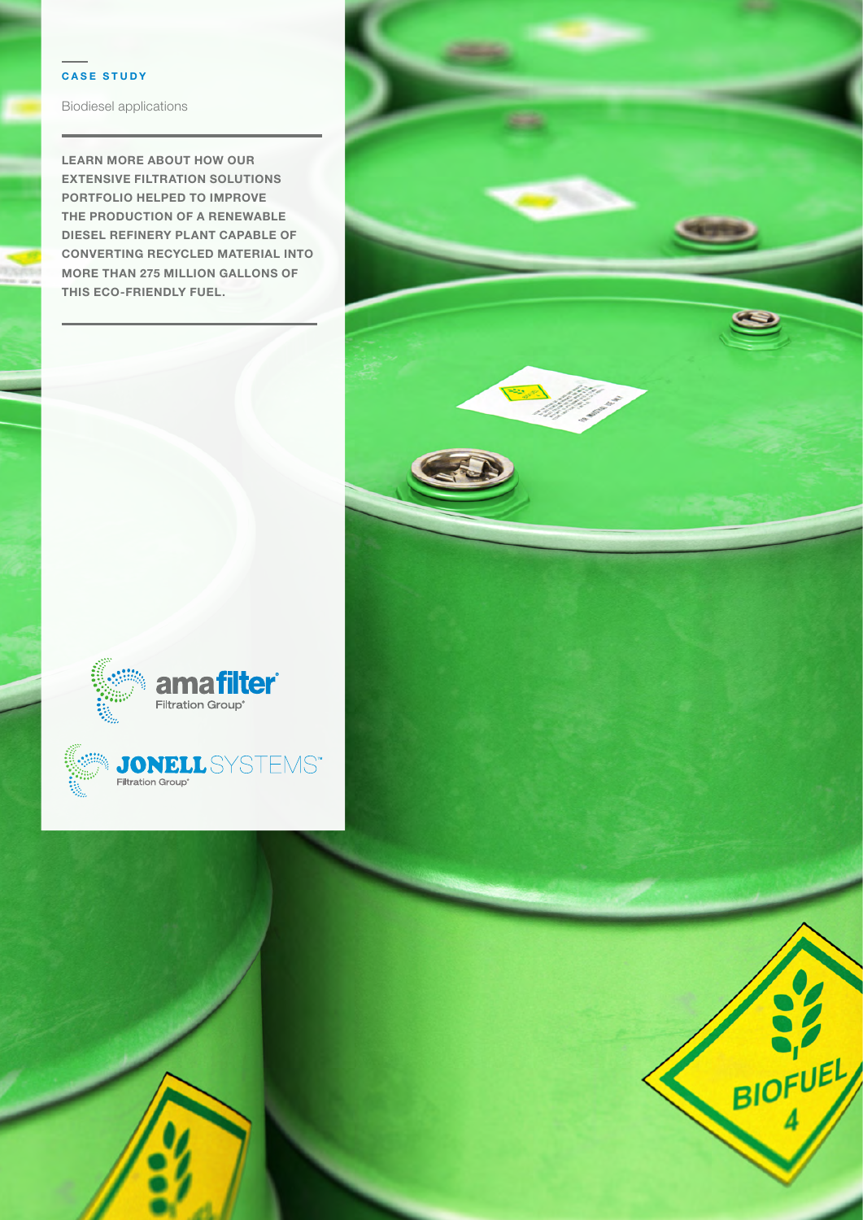CASE STUDY

Biodiesel applications

**LEARN MORE ABOUT HOW OUR EXTENSIVE FILTRATION SOLUTIONS PORTFOLIO HELPED TO IMPROVE THE PRODUCTION OF A RENEWABLE DIESEL REFINERY PLANT CAPABLE OF CONVERTING RECYCLED MATERIAL INTO MORE THAN 275 MILLION GALLONS OF THIS ECO-FRIENDLY FUEL.**

amafilter Filtration Group

JONELL SYSTEMS Filtration Group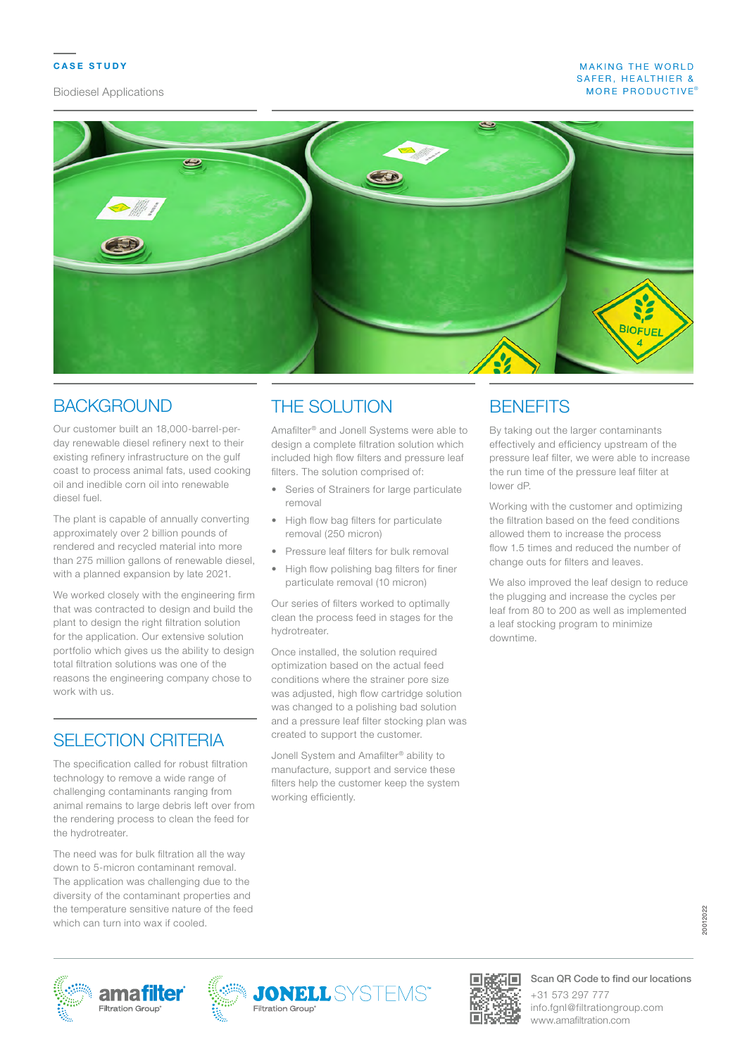**CASE STUDY**

Biodiesel Applications

MAKING THE WORLD SAFER, HEALTHIER & MORE PRODUCTIVE®

## BACKGROUND

Our customer built an 18,000-barrel-per-day renewable diesel refinery next to their existing refinery infrastructure on the gulf coast to process animal fats, used cooking oil and inedible corn oil into renewable diesel fuel.

The plant is capable of annually converting approximately over 2 billion pounds of rendered and recycled material into more than 275 million gallons of renewable diesel, with a planned expansion by late 2021.

We worked closely with the engineering firm that was contracted to design and build the plant to design the right filtration solution for the application. Our extensive solution portfolio which gives us the ability to design total filtration solutions was one of the reasons the engineering company chose to work with us.

## SELECTION CRITERIA

The specification called for robust filtration technology to remove a wide range of challenging contaminants ranging from animal remains to large debris left over from the rendering process to clean the feed for the hydrotreater.

The need was for bulk filtration all the way down to 5-micron contaminant removal. The application was challenging due to the diversity of the contaminant properties and the temperature sensitive nature of the feed which can turn into wax if cooled.

## THE SOLUTION

Amafilter® and Jonell Systems were able to design a complete filtration solution which included high flow filters and pressure leaf filters. The solution comprised of:

- Series of Strainers for large particulate removal
- High flow bag filters for particulate removal (250 micron)
- Pressure leaf filters for bulk removal
- High flow polishing bag filters for finer particulate removal (10 micron)

Our series of filters worked to optimally clean the process feed in stages for the hydrotreater.

Once installed, the solution required optimization based on the actual feed conditions where the strainer pore size was adjusted, high flow cartridge solution was changed to a polishing bad solution and a pressure leaf filter stocking plan was created to support the customer.

Jonell System and Amafilter® ability to manufacture, support and service these filters help the customer keep the system working efficiently.

## BENEFITS

By taking out the larger contaminants effectively and efficiency upstream of the pressure leaf filter, we were able to increase the run time of the pressure leaf filter at lower dP.

Working with the customer and optimizing the filtration based on the feed conditions allowed them to increase the process flow 1.5 times and reduced the number of change outs for filters and leaves.

We also improved the leaf design to reduce the plugging and increase the cycles per leaf from 80 to 200 as well as implemented a leaf stocking program to minimize downtime.

20012022

amafilter® Filtration Group®

JONELL SYSTEMS™ Filtration Group®

Scan QR Code to find our locations

+31 573 297 777

info.fgnl@filtrationgroup.com

www.amafiltration.com